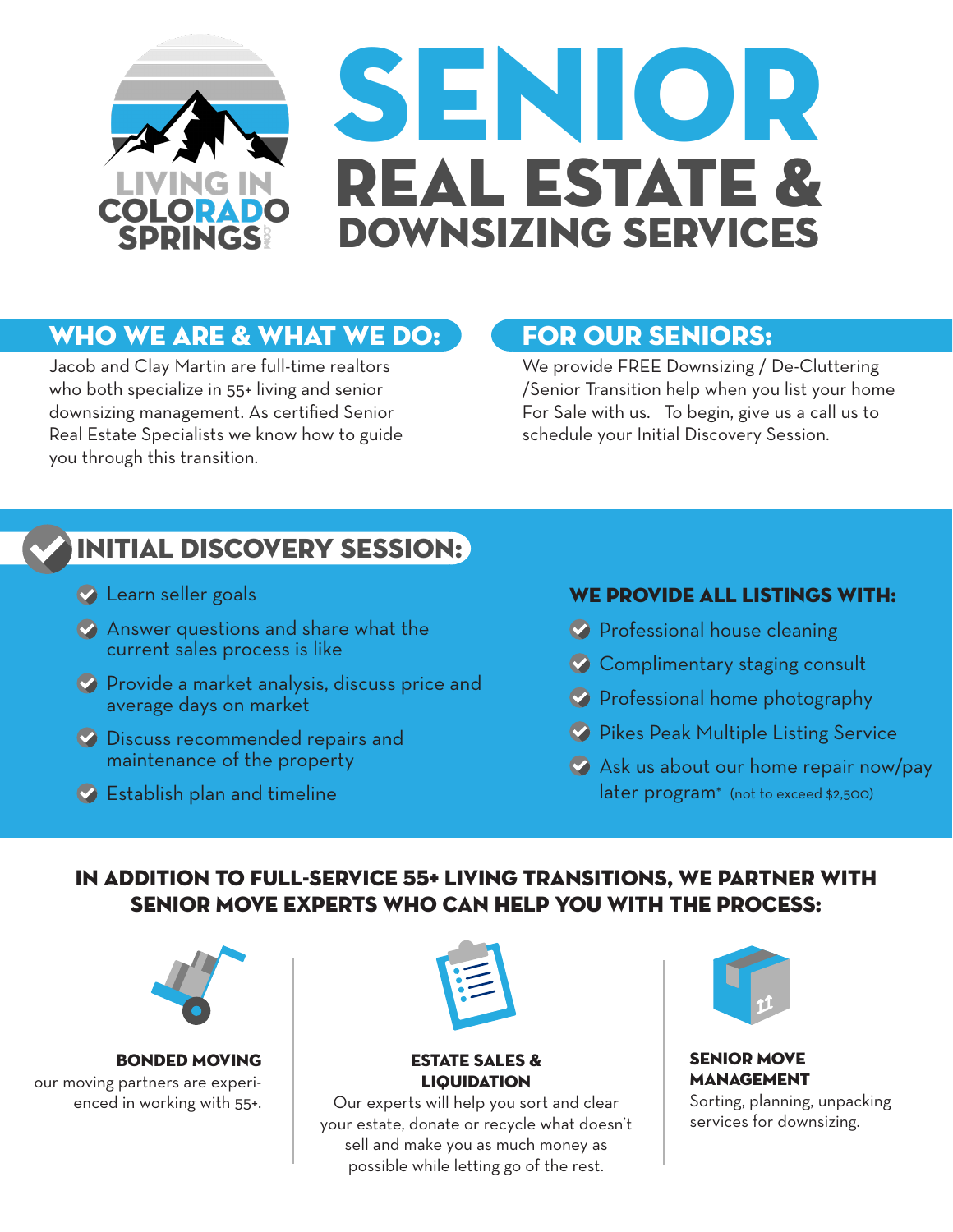LIVING IN COLORADO SPRINGS

# SENIOR REAL ESTATE & DOWNSIZING SERVICES

## WHO WE ARE & WHAT WE DO:

Jacob and Clay Martin are full-time realtors who both specialize in 55+ living and senior downsizing management. As certified Senior Real Estate Specialists we know how to guide you through this transition.

## FOR OUR SENIORS:

We provide FREE Downsizing / De-Cluttering /Senior Transition help when you list your home For Sale with us. To begin, give us a call us to schedule your Initial Discovery Session.

## INITIAL DISCOVERY SESSION:

- Learn seller goals
- Answer questions and share what the current sales process is like
- Provide a market analysis, discuss price and average days on market
- Discuss recommended repairs and maintenance of the property
- Establish plan and timeline

### WE PROVIDE ALL LISTINGS WITH:

- Professional house cleaning
- Complimentary staging consult
- Professional home photography
- Pikes Peak Multiple Listing Service
- Ask us about our home repair now/pay later program* (not to exceed $2,500)

## IN ADDITION TO FULL-SERVICE 55+ LIVING TRANSITIONS, WE PARTNER WITH SENIOR MOVE EXPERTS WHO CAN HELP YOU WITH THE PROCESS:

**BONDED MOVING**
our moving partners are experienced in working with 55+.

**ESTATE SALES & LIQUIDATION**
Our experts will help you sort and clear your estate, donate or recycle what doesn't sell and make you as much money as possible while letting go of the rest.

**SENIOR MOVE MANAGEMENT**
Sorting, planning, unpacking services for downsizing.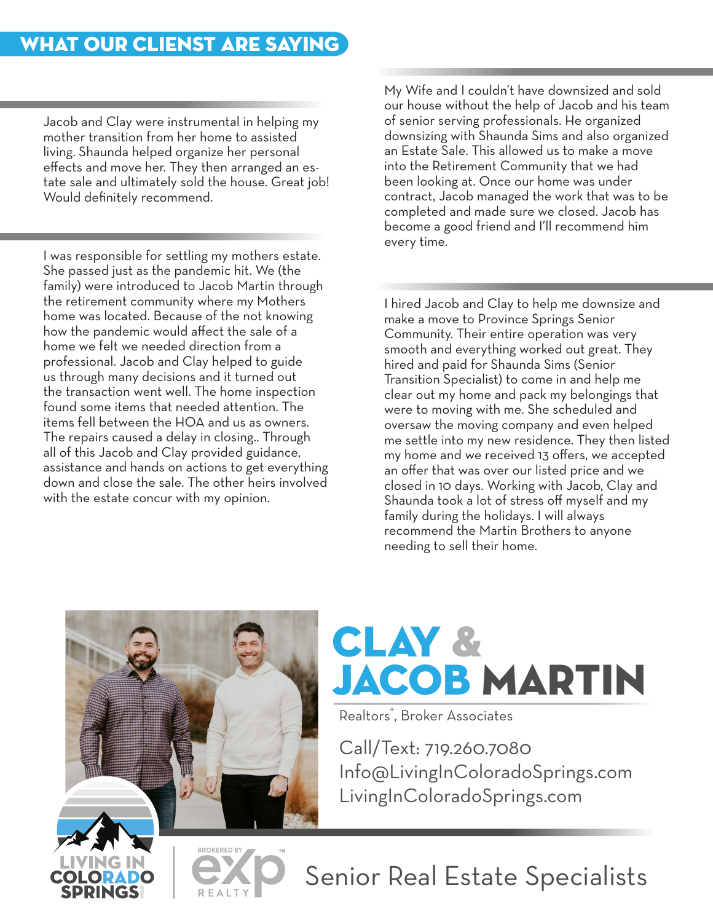## WHAT OUR CLIENST ARE SAYING

Jacob and Clay were instrumental in helping my mother transition from her home to assisted living. Shaunda helped organize her personal effects and move her. They then arranged an estate sale and ultimately sold the house. Great job! Would definitely recommend.

I was responsible for settling my mothers estate. She passed just as the pandemic hit. We (the family) were introduced to Jacob Martin through the retirement community where my Mothers home was located. Because of the not knowing how the pandemic would affect the sale of a home we felt we needed direction from a professional. Jacob and Clay helped to guide us through many decisions and it turned out the transaction went well. The home inspection found some items that needed attention. The items fell between the HOA and us as owners. The repairs caused a delay in closing.. Through all of this Jacob and Clay provided guidance, assistance and hands on actions to get everything down and close the sale. The other heirs involved with the estate concur with my opinion.

My Wife and I couldn't have downsized and sold our house without the help of Jacob and his team of senior serving professionals. He organized downsizing with Shaunda Sims and also organized an Estate Sale. This allowed us to make a move into the Retirement Community that we had been looking at. Once our home was under contract, Jacob managed the work that was to be completed and made sure we closed. Jacob has become a good friend and I'll recommend him every time.

I hired Jacob and Clay to help me downsize and make a move to Province Springs Senior Community. Their entire operation was very smooth and everything worked out great. They hired and paid for Shaunda Sims (Senior Transition Specialist) to come in and help me clear out my home and pack my belongings that were to moving with me. She scheduled and oversaw the moving company and even helped me settle into my new residence. They then listed my home and we received 13 offers, we accepted an offer that was over our listed price and we closed in 10 days. Working with Jacob, Clay and Shaunda took a lot of stress off myself and my family during the holidays. I will always recommend the Martin Brothers to anyone needing to sell their home.

# CLAY & JACOB MARTIN

Realtors®, Broker Associates

Call/Text: 719.260.7080
Info@LivingInColoradoSprings.com
LivingInColoradoSprings.com

LIVING IN COLORADO SPRINGS .COM

BROKERED BY eXp REALTY™

Senior Real Estate Specialists